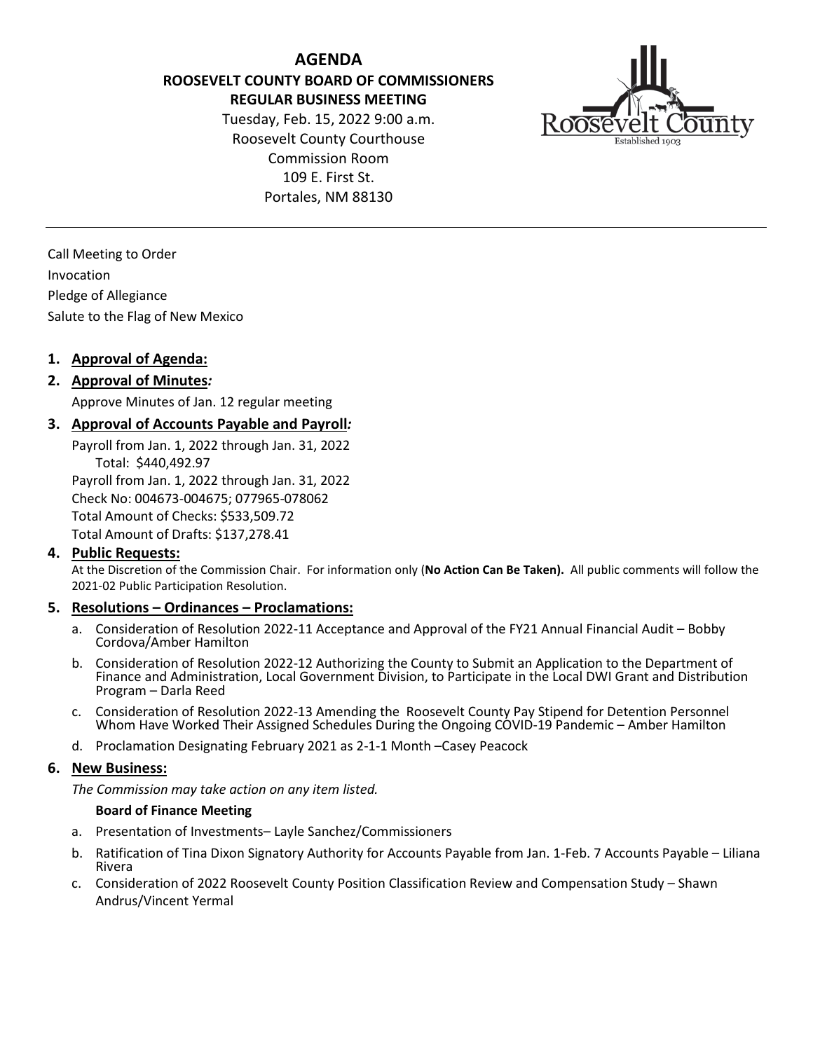# AGENDA

## ROOSEVELT COUNTY BOARD OF COMMISSIONERS

## REGULAR BUSINESS MEETING

Tuesday, Feb. 15, 2022 9:00 a.m.
Roosevelt County Courthouse
Commission Room
109 E. First St.
Portales, NM 88130

---

Call Meeting to Order
Invocation
Pledge of Allegiance
Salute to the Flag of New Mexico

1. **Approval of Agenda:**
2. **Approval of Minutes*:***

   Approve Minutes of Jan. 12 regular meeting
3. **Approval of Accounts Payable and Payroll*:***

   Payroll from Jan. 1, 2022 through Jan. 31, 2022
   Total: $440,492.97
   Payroll from Jan. 1, 2022 through Jan. 31, 2022
   Check No: 004673-004675; 077965-078062
   Total Amount of Checks: $533,509.72
   Total Amount of Drafts: $137,278.41
4. **Public Requests:**

   At the Discretion of the Commission Chair. For information only (**No Action Can Be Taken).** All public comments will follow the 2021-02 Public Participation Resolution.
5. **Resolutions – Ordinances – Proclamations:**
   a. Consideration of Resolution 2022-11 Acceptance and Approval of the FY21 Annual Financial Audit – Bobby Cordova/Amber Hamilton
   b. Consideration of Resolution 2022-12 Authorizing the County to Submit an Application to the Department of Finance and Administration, Local Government Division, to Participate in the Local DWI Grant and Distribution Program – Darla Reed
   c. Consideration of Resolution 2022-13 Amending the Roosevelt County Pay Stipend for Detention Personnel Whom Have Worked Their Assigned Schedules During the Ongoing COVID-19 Pandemic – Amber Hamilton
   d. Proclamation Designating February 2021 as 2-1-1 Month –Casey Peacock
6. **New Business:**

   *The Commission may take action on any item listed.*

   **Board of Finance Meeting**

   a. Presentation of Investments– Layle Sanchez/Commissioners
   b. Ratification of Tina Dixon Signatory Authority for Accounts Payable from Jan. 1-Feb. 7 Accounts Payable – Liliana Rivera
   c. Consideration of 2022 Roosevelt County Position Classification Review and Compensation Study – Shawn Andrus/Vincent Yermal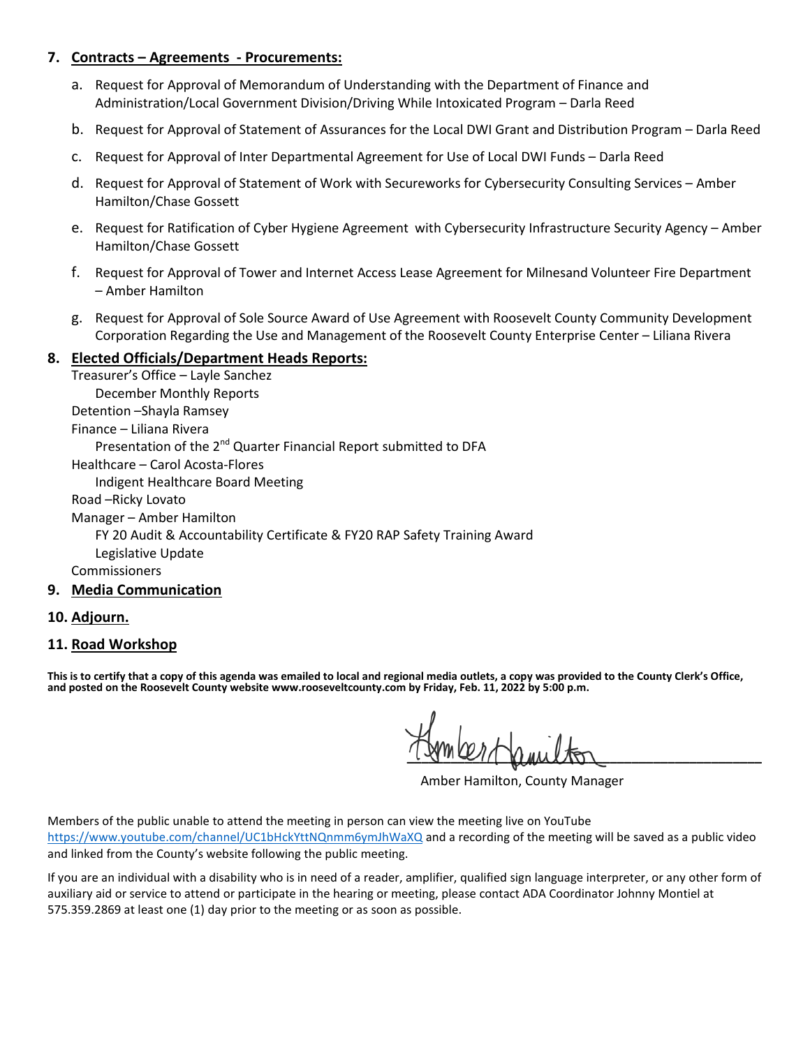7. **Contracts – Agreements - Procurements:**

   a. Request for Approval of Memorandum of Understanding with the Department of Finance and Administration/Local Government Division/Driving While Intoxicated Program – Darla Reed

   b. Request for Approval of Statement of Assurances for the Local DWI Grant and Distribution Program – Darla Reed

   c. Request for Approval of Inter Departmental Agreement for Use of Local DWI Funds – Darla Reed

   d. Request for Approval of Statement of Work with Secureworks for Cybersecurity Consulting Services – Amber Hamilton/Chase Gossett

   e. Request for Ratification of Cyber Hygiene Agreement with Cybersecurity Infrastructure Security Agency – Amber Hamilton/Chase Gossett

   f. Request for Approval of Tower and Internet Access Lease Agreement for Milnesand Volunteer Fire Department – Amber Hamilton

   g. Request for Approval of Sole Source Award of Use Agreement with Roosevelt County Community Development Corporation Regarding the Use and Management of the Roosevelt County Enterprise Center – Liliana Rivera

8. **Elected Officials/Department Heads Reports:**

   Treasurer's Office – Layle Sanchez
      December Monthly Reports
   Detention –Shayla Ramsey
   Finance – Liliana Rivera
      Presentation of the 2nd Quarter Financial Report submitted to DFA
   Healthcare – Carol Acosta-Flores
      Indigent Healthcare Board Meeting
   Road –Ricky Lovato
   Manager – Amber Hamilton
      FY 20 Audit & Accountability Certificate & FY20 RAP Safety Training Award
      Legislative Update
   Commissioners

9. **Media Communication**

10. **Adjourn.**

11. **Road Workshop**

**This is to certify that a copy of this agenda was emailed to local and regional media outlets, a copy was provided to the County Clerk's Office, and posted on the Roosevelt County website www.rooseveltcounty.com by Friday, Feb. 11, 2022 by 5:00 p.m.**

Amber Hamilton

Amber Hamilton, County Manager

Members of the public unable to attend the meeting in person can view the meeting live on YouTube https://www.youtube.com/channel/UC1bHckYttNQnmm6ymJhWaXQ and a recording of the meeting will be saved as a public video and linked from the County's website following the public meeting.

If you are an individual with a disability who is in need of a reader, amplifier, qualified sign language interpreter, or any other form of auxiliary aid or service to attend or participate in the hearing or meeting, please contact ADA Coordinator Johnny Montiel at 575.359.2869 at least one (1) day prior to the meeting or as soon as possible.